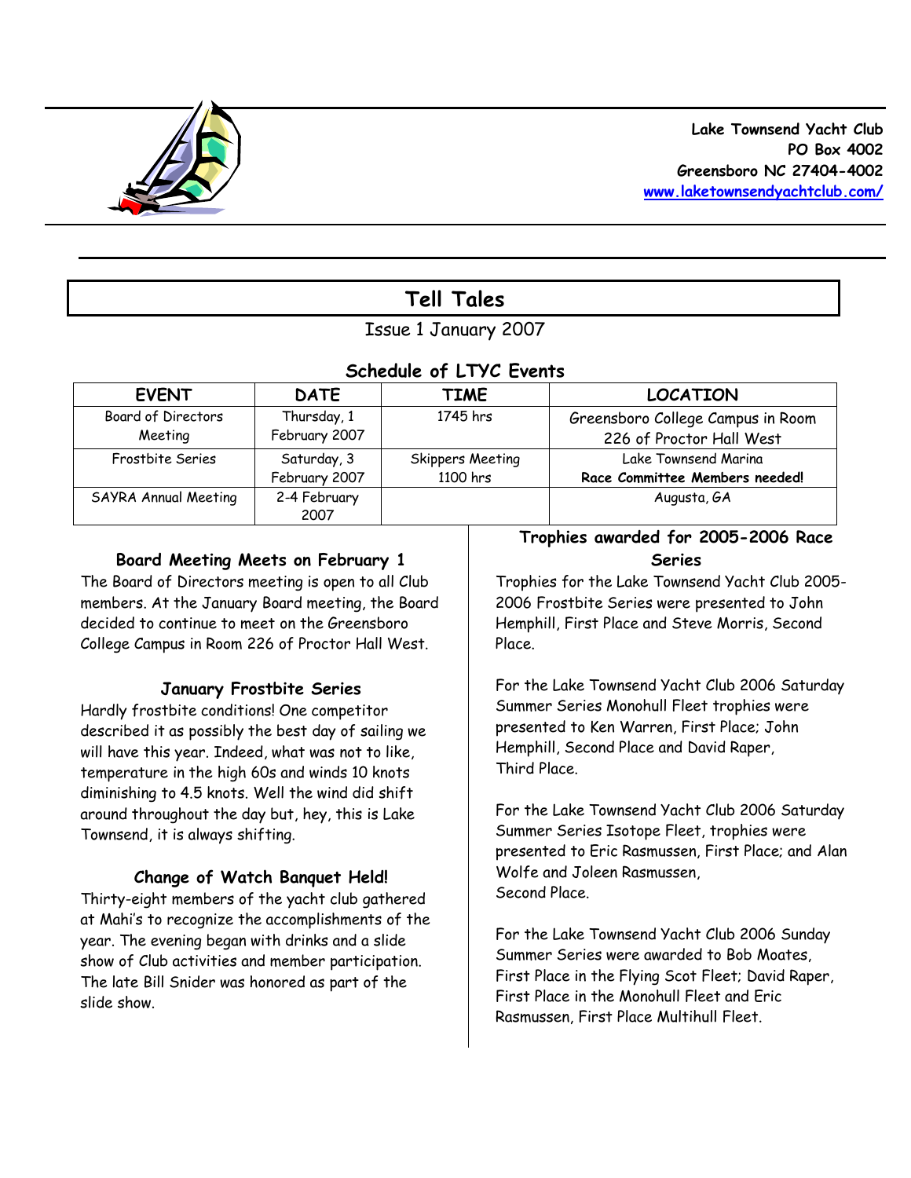**Lake Townsend Yacht Club**
**PO Box 4002**
**Greensboro NC 27404-4002**
**[www.laketownsendyachtclub.com/](www.laketownsendyachtclub.com/)**

# Tell Tales

Issue 1 January 2007

## Schedule of LTYC Events

| EVENT | DATE | TIME | LOCATION |
|---|---|---|---|
| Board of Directors Meeting | Thursday, 1 February 2007 | 1745 hrs | Greensboro College Campus in Room 226 of Proctor Hall West |
| Frostbite Series | Saturday, 3 February 2007 | Skippers Meeting 1100 hrs | Lake Townsend Marina **Race Committee Members needed!** |
| SAYRA Annual Meeting | 2-4 February 2007 | | Augusta, GA |

### Board Meeting Meets on February 1

The Board of Directors meeting is open to all Club members. At the January Board meeting, the Board decided to continue to meet on the Greensboro College Campus in Room 226 of Proctor Hall West.

### January Frostbite Series

Hardly frostbite conditions! One competitor described it as possibly the best day of sailing we will have this year. Indeed, what was not to like, temperature in the high 60s and winds 10 knots diminishing to 4.5 knots. Well the wind did shift around throughout the day but, hey, this is Lake Townsend, it is always shifting.

### Change of Watch Banquet Held!

Thirty-eight members of the yacht club gathered at Mahi's to recognize the accomplishments of the year. The evening began with drinks and a slide show of Club activities and member participation. The late Bill Snider was honored as part of the slide show.

### Trophies awarded for 2005-2006 Race Series

Trophies for the Lake Townsend Yacht Club 2005-2006 Frostbite Series were presented to John Hemphill, First Place and Steve Morris, Second Place.

For the Lake Townsend Yacht Club 2006 Saturday Summer Series Monohull Fleet trophies were presented to Ken Warren, First Place; John Hemphill, Second Place and David Raper, Third Place.

For the Lake Townsend Yacht Club 2006 Saturday Summer Series Isotope Fleet, trophies were presented to Eric Rasmussen, First Place; and Alan Wolfe and Joleen Rasmussen, Second Place.

For the Lake Townsend Yacht Club 2006 Sunday Summer Series were awarded to Bob Moates, First Place in the Flying Scot Fleet; David Raper, First Place in the Monohull Fleet and Eric Rasmussen, First Place Multihull Fleet.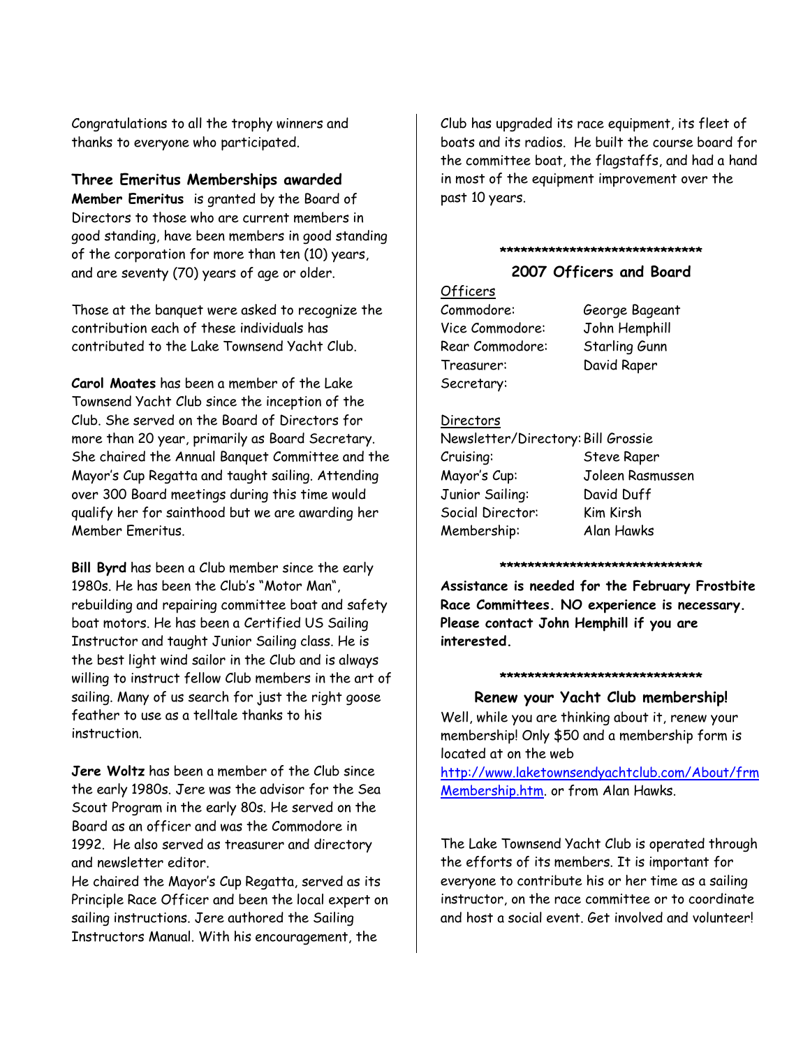Congratulations to all the trophy winners and thanks to everyone who participated.

### Three Emeritus Memberships awarded

**Member Emeritus** is granted by the Board of Directors to those who are current members in good standing, have been members in good standing of the corporation for more than ten (10) years, and are seventy (70) years of age or older.

Those at the banquet were asked to recognize the contribution each of these individuals has contributed to the Lake Townsend Yacht Club.

**Carol Moates** has been a member of the Lake Townsend Yacht Club since the inception of the Club. She served on the Board of Directors for more than 20 year, primarily as Board Secretary. She chaired the Annual Banquet Committee and the Mayor's Cup Regatta and taught sailing. Attending over 300 Board meetings during this time would qualify her for sainthood but we are awarding her Member Emeritus.

**Bill Byrd** has been a Club member since the early 1980s. He has been the Club's "Motor Man", rebuilding and repairing committee boat and safety boat motors. He has been a Certified US Sailing Instructor and taught Junior Sailing class. He is the best light wind sailor in the Club and is always willing to instruct fellow Club members in the art of sailing. Many of us search for just the right goose feather to use as a telltale thanks to his instruction.

**Jere Woltz** has been a member of the Club since the early 1980s. Jere was the advisor for the Sea Scout Program in the early 80s. He served on the Board as an officer and was the Commodore in 1992. He also served as treasurer and directory and newsletter editor.

He chaired the Mayor's Cup Regatta, served as its Principle Race Officer and been the local expert on sailing instructions. Jere authored the Sailing Instructors Manual. With his encouragement, the Club has upgraded its race equipment, its fleet of boats and its radios. He built the course board for the committee boat, the flagstaffs, and had a hand in most of the equipment improvement over the past 10 years.

******************************

### 2007 Officers and Board

Officers

| | |
|---|---|
| Commodore: | George Bageant |
| Vice Commodore: | John Hemphill |
| Rear Commodore: | Starling Gunn |
| Treasurer: | David Raper |
| Secretary: | |

Directors

| | |
|---|---|
| Newsletter/Directory: | Bill Grossie |
| Cruising: | Steve Raper |
| Mayor's Cup: | Joleen Rasmussen |
| Junior Sailing: | David Duff |
| Social Director: | Kim Kirsh |
| Membership: | Alan Hawks |

******************************

**Assistance is needed for the February Frostbite Race Committees. NO experience is necessary. Please contact John Hemphill if you are interested.**

******************************

### Renew your Yacht Club membership!

Well, while you are thinking about it, renew your membership! Only $50 and a membership form is located at on the web http://www.laketownsendyachtclub.com/About/frmMembership.htm. or from Alan Hawks.

The Lake Townsend Yacht Club is operated through the efforts of its members. It is important for everyone to contribute his or her time as a sailing instructor, on the race committee or to coordinate and host a social event. Get involved and volunteer!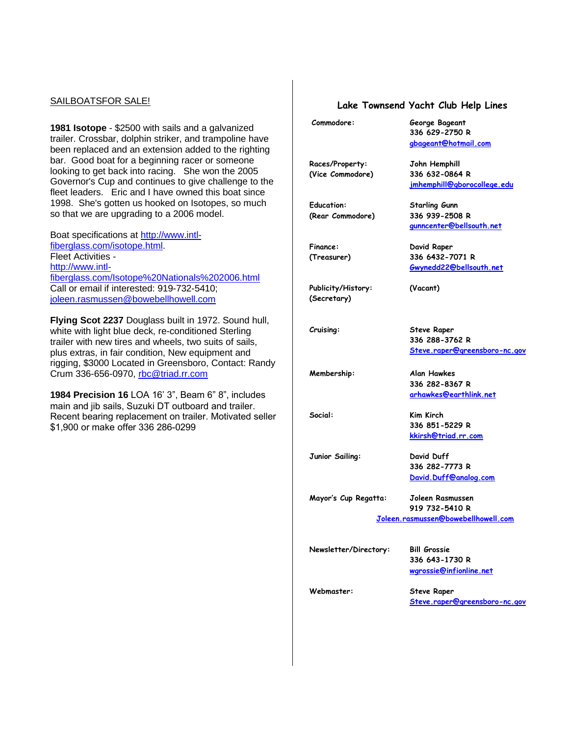## SAILBOATSFOR SALE!

**1981 Isotope** - $2500 with sails and a galvanized trailer. Crossbar, dolphin striker, and trampoline have been replaced and an extension added to the righting bar. Good boat for a beginning racer or someone looking to get back into racing. She won the 2005 Governor's Cup and continues to give challenge to the fleet leaders. Eric and I have owned this boat since 1998. She's gotten us hooked on Isotopes, so much so that we are upgrading to a 2006 model.

Boat specifications at http://www.intl-fiberglass.com/isotope.html.
Fleet Activities - http://www.intl-fiberglass.com/Isotope%20Nationals%202006.html
Call or email if interested: 919-732-5410; joleen.rasmussen@bowebellhowell.com

**Flying Scot 2237** Douglass built in 1972. Sound hull, white with light blue deck, re-conditioned Sterling trailer with new tires and wheels, two suits of sails, plus extras, in fair condition, New equipment and rigging, $3000 Located in Greensboro, Contact: Randy Crum 336-656-0970, rbc@triad.rr.com

**1984 Precision 16** LOA 16' 3", Beam 6" 8", includes main and jib sails, Suzuki DT outboard and trailer. Recent bearing replacement on trailer. Motivated seller $1,900 or make offer 336 286-0299

## Lake Townsend Yacht Club Help Lines

| Position | Contact |
|---|---|
| Commodore: | George Bageant<br>336 629-2750 R<br>gbageant@hotmail.com |
| Races/Property:<br>(Vice Commodore) | John Hemphill<br>336 632-0864 R<br>jmhemphill@gborocollege.edu |
| Education:<br>(Rear Commodore) | Starling Gunn<br>336 939-2508 R<br>gunncenter@bellsouth.net |
| Finance:<br>(Treasurer) | David Raper<br>336 6432-7071 R<br>Gwynedd22@bellsouth.net |
| Publicity/History:<br>(Secretary) | (Vacant) |
| Cruising: | Steve Raper<br>336 288-3762 R<br>Steve.raper@greensboro-nc.gov |
| Membership: | Alan Hawkes<br>336 282-8367 R<br>arhawkes@earthlink.net |
| Social: | Kim Kirch<br>336 851-5229 R<br>kkirsh@triad.rr.com |
| Junior Sailing: | David Duff<br>336 282-7773 R<br>David.Duff@analog.com |
| Mayor's Cup Regatta: | Joleen Rasmussen<br>919 732-5410 R<br>Joleen.rasmussen@bowebellhowell.com |
| Newsletter/Directory: | Bill Grossie<br>336 643-1730 R<br>wgrossie@infionline.net |
| Webmaster: | Steve Raper<br>Steve.raper@greensboro-nc.gov |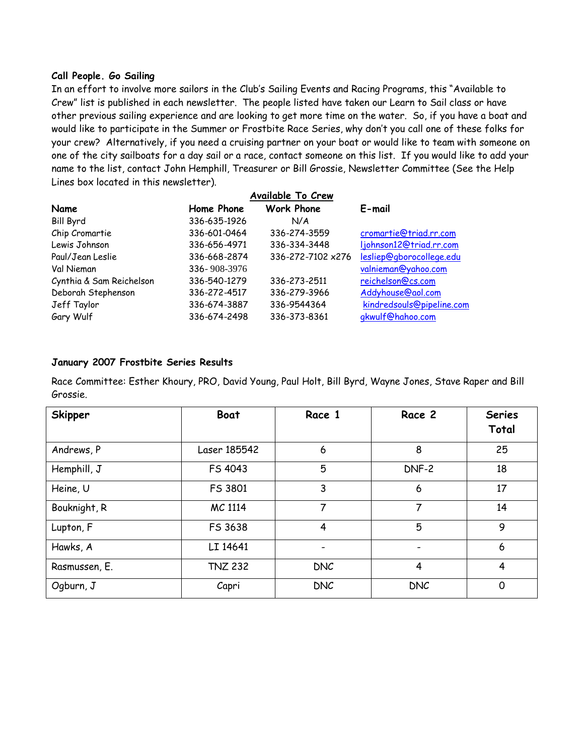**Call People. Go Sailing**

In an effort to involve more sailors in the Club's Sailing Events and Racing Programs, this "Available to Crew" list is published in each newsletter. The people listed have taken our Learn to Sail class or have other previous sailing experience and are looking to get more time on the water. So, if you have a boat and would like to participate in the Summer or Frostbite Race Series, why don't you call one of these folks for your crew? Alternatively, if you need a cruising partner on your boat or would like to team with someone on one of the city sailboats for a day sail or a race, contact someone on this list. If you would like to add your name to the list, contact John Hemphill, Treasurer or Bill Grossie, Newsletter Committee (See the Help Lines box located in this newsletter).

**Available To Crew**

| Name | Home Phone | Work Phone | E-mail |
|---|---|---|---|
| Bill Byrd | 336-635-1926 | N/A | |
| Chip Cromartie | 336-601-0464 | 336-274-3559 | cromartie@triad.rr.com |
| Lewis Johnson | 336-656-4971 | 336-334-3448 | ljohnson12@triad.rr.com |
| Paul/Jean Leslie | 336-668-2874 | 336-272-7102 x276 | lesliep@gborocollege.edu |
| Val Nieman | 336- 908-3976 | | valnieman@yahoo.com |
| Cynthia & Sam Reichelson | 336-540-1279 | 336-273-2511 | reichelson@cs.com |
| Deborah Stephenson | 336-272-4517 | 336-279-3966 | Addyhouse@aol.com |
| Jeff Taylor | 336-674-3887 | 336-9544364 | kindredsouls@pipeline.com |
| Gary Wulf | 336-674-2498 | 336-373-8361 | gkwulf@hahoo.com |

**January 2007 Frostbite Series Results**

Race Committee: Esther Khoury, PRO, David Young, Paul Holt, Bill Byrd, Wayne Jones, Stave Raper and Bill Grossie.

| Skipper | Boat | Race 1 | Race 2 | Series Total |
|---|---|---|---|---|
| Andrews, P | Laser 185542 | 6 | 8 | 25 |
| Hemphill, J | FS 4043 | 5 | DNF-2 | 18 |
| Heine, U | FS 3801 | 3 | 6 | 17 |
| Bouknight, R | MC 1114 | 7 | 7 | 14 |
| Lupton, F | FS 3638 | 4 | 5 | 9 |
| Hawks, A | LI 14641 | - | - | 6 |
| Rasmussen, E. | TNZ 232 | DNC | 4 | 4 |
| Ogburn, J | Capri | DNC | DNC | 0 |